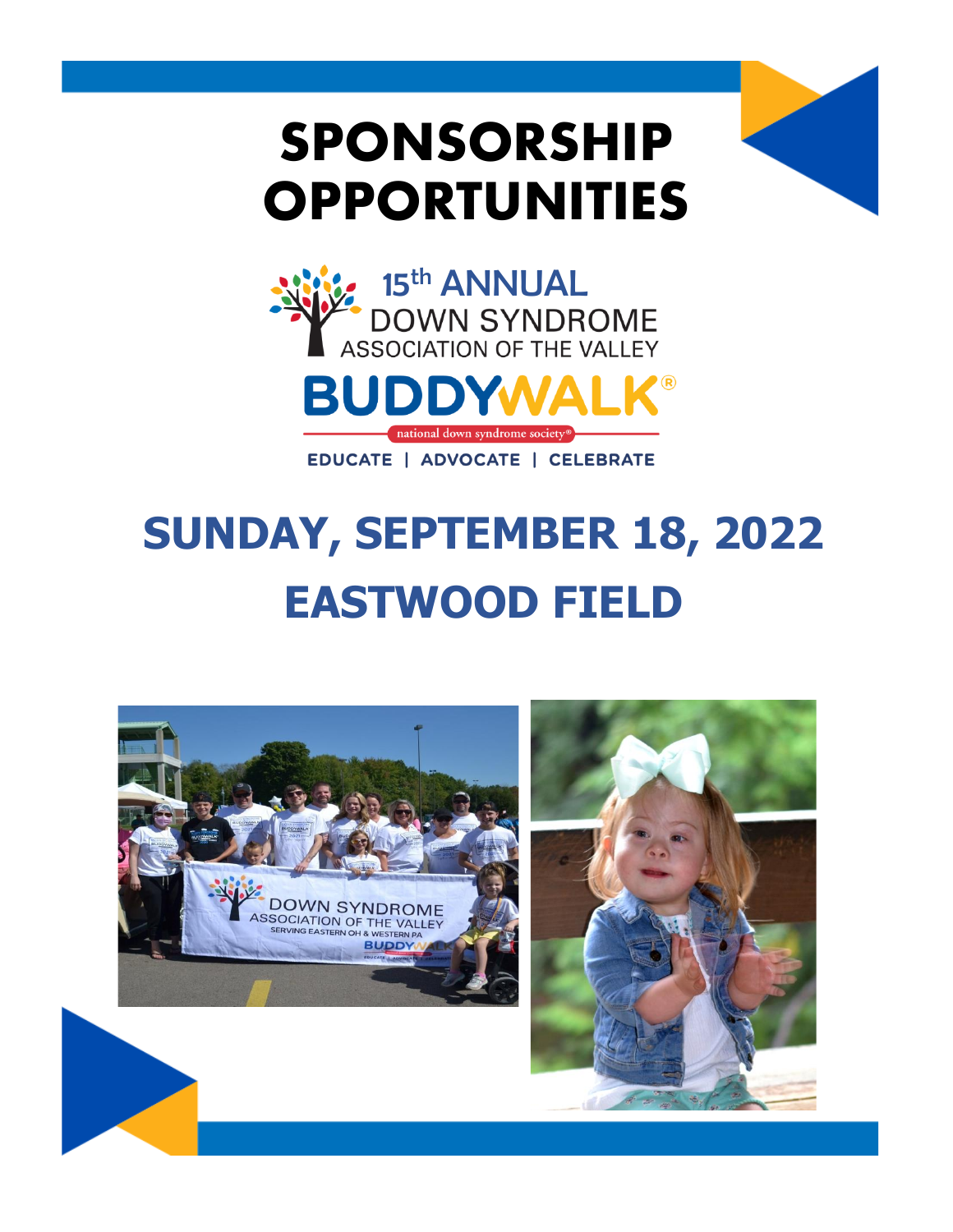# SPONSORSHIP OPPORTUNITIES

15th ANNUAL
DOWN SYNDROME
ASSOCIATION OF THE VALLEY

**BUDDYWALK®**

national down syndrome society®

EDUCATE | ADVOCATE | CELEBRATE

## SUNDAY, SEPTEMBER 18, 2022

## EASTWOOD FIELD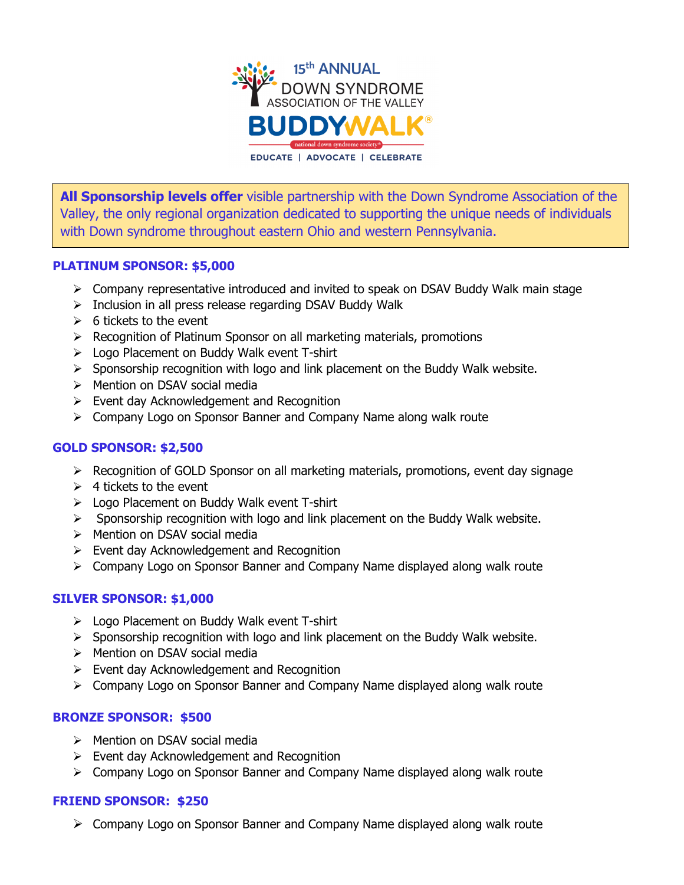15th ANNUAL
DOWN SYNDROME
ASSOCIATION OF THE VALLEY
BUDDYWALK®
national down syndrome society®
EDUCATE | ADVOCATE | CELEBRATE

**All Sponsorship levels offer** visible partnership with the Down Syndrome Association of the Valley, the only regional organization dedicated to supporting the unique needs of individuals with Down syndrome throughout eastern Ohio and western Pennsylvania.

## PLATINUM SPONSOR: $5,000

- Company representative introduced and invited to speak on DSAV Buddy Walk main stage
- Inclusion in all press release regarding DSAV Buddy Walk
- 6 tickets to the event
- Recognition of Platinum Sponsor on all marketing materials, promotions
- Logo Placement on Buddy Walk event T-shirt
- Sponsorship recognition with logo and link placement on the Buddy Walk website.
- Mention on DSAV social media
- Event day Acknowledgement and Recognition
- Company Logo on Sponsor Banner and Company Name along walk route

## GOLD SPONSOR: $2,500

- Recognition of GOLD Sponsor on all marketing materials, promotions, event day signage
- 4 tickets to the event
- Logo Placement on Buddy Walk event T-shirt
- Sponsorship recognition with logo and link placement on the Buddy Walk website.
- Mention on DSAV social media
- Event day Acknowledgement and Recognition
- Company Logo on Sponsor Banner and Company Name displayed along walk route

## SILVER SPONSOR: $1,000

- Logo Placement on Buddy Walk event T-shirt
- Sponsorship recognition with logo and link placement on the Buddy Walk website.
- Mention on DSAV social media
- Event day Acknowledgement and Recognition
- Company Logo on Sponsor Banner and Company Name displayed along walk route

## BRONZE SPONSOR: $500

- Mention on DSAV social media
- Event day Acknowledgement and Recognition
- Company Logo on Sponsor Banner and Company Name displayed along walk route

## FRIEND SPONSOR: $250

- Company Logo on Sponsor Banner and Company Name displayed along walk route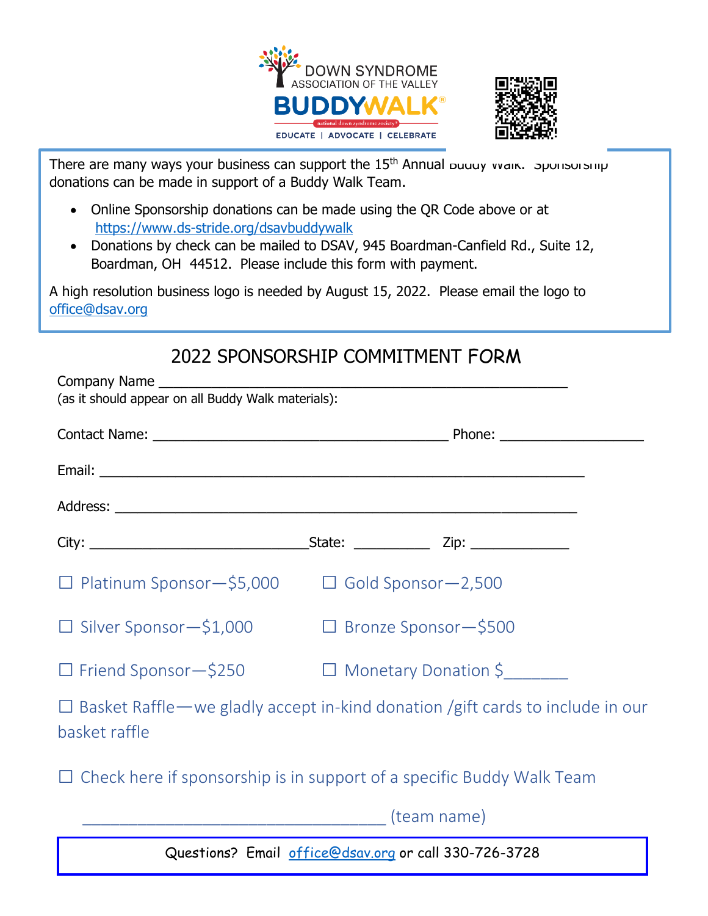DOWN SYNDROME
ASSOCIATION OF THE VALLEY
BUDDYWALK®
national down syndrome society®
EDUCATE | ADVOCATE | CELEBRATE

There are many ways your business can support the 15th Annual Buddy Walk. Sponsorship donations can be made in support of a Buddy Walk Team.

- Online Sponsorship donations can be made using the QR Code above or at https://www.ds-stride.org/dsavbuddywalk
- Donations by check can be mailed to DSAV, 945 Boardman-Canfield Rd., Suite 12, Boardman, OH 44512. Please include this form with payment.

A high resolution business logo is needed by August 15, 2022. Please email the logo to office@dsav.org

## 2022 SPONSORSHIP COMMITMENT FORM

Company Name ____________________________________________________
(as it should appear on all Buddy Walk materials):

Contact Name: ______________________________________ Phone: __________________

Email: ______________________________________________________________

Address: ____________________________________________________________

City: ____________________________State: __________ Zip: _____________

☐ Platinum Sponsor—$5,000 ☐ Gold Sponsor—2,500

☐ Silver Sponsor—$1,000 ☐ Bronze Sponsor—$500

☐ Friend Sponsor—$250 ☐ Monetary Donation $_______

☐ Basket Raffle—we gladly accept in-kind donation /gift cards to include in our basket raffle

☐ Check here if sponsorship is in support of a specific Buddy Walk Team

__________________________________ (team name)

Questions? Email office@dsav.org or call 330-726-3728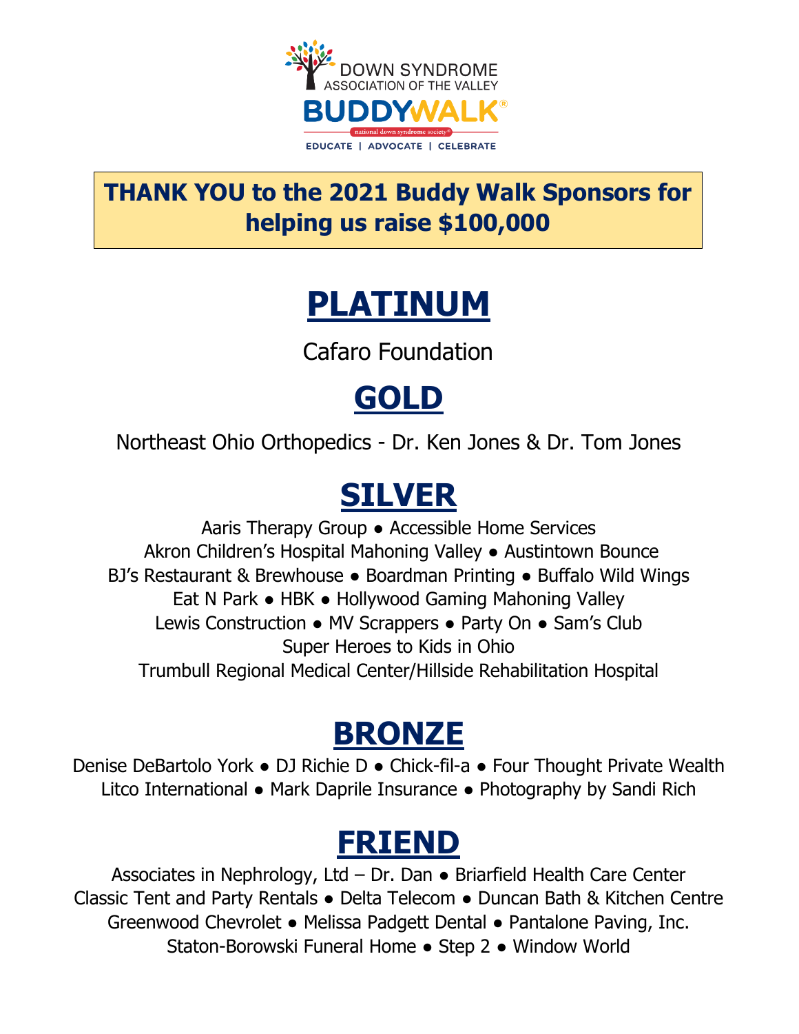DOWN SYNDROME ASSOCIATION OF THE VALLEY

BUDDYWALK®

national down syndrome society®

EDUCATE | ADVOCATE | CELEBRATE

**THANK YOU to the 2021 Buddy Walk Sponsors for helping us raise $100,000**

# PLATINUM

Cafaro Foundation

# GOLD

Northeast Ohio Orthopedics - Dr. Ken Jones & Dr. Tom Jones

# SILVER

Aaris Therapy Group ● Accessible Home Services
Akron Children's Hospital Mahoning Valley ● Austintown Bounce
BJ's Restaurant & Brewhouse ● Boardman Printing ● Buffalo Wild Wings
Eat N Park ● HBK ● Hollywood Gaming Mahoning Valley
Lewis Construction ● MV Scrappers ● Party On ● Sam's Club
Super Heroes to Kids in Ohio
Trumbull Regional Medical Center/Hillside Rehabilitation Hospital

# BRONZE

Denise DeBartolo York ● DJ Richie D ● Chick-fil-a ● Four Thought Private Wealth
Litco International ● Mark Daprile Insurance ● Photography by Sandi Rich

# FRIEND

Associates in Nephrology, Ltd – Dr. Dan ● Briarfield Health Care Center
Classic Tent and Party Rentals ● Delta Telecom ● Duncan Bath & Kitchen Centre
Greenwood Chevrolet ● Melissa Padgett Dental ● Pantalone Paving, Inc.
Staton-Borowski Funeral Home ● Step 2 ● Window World